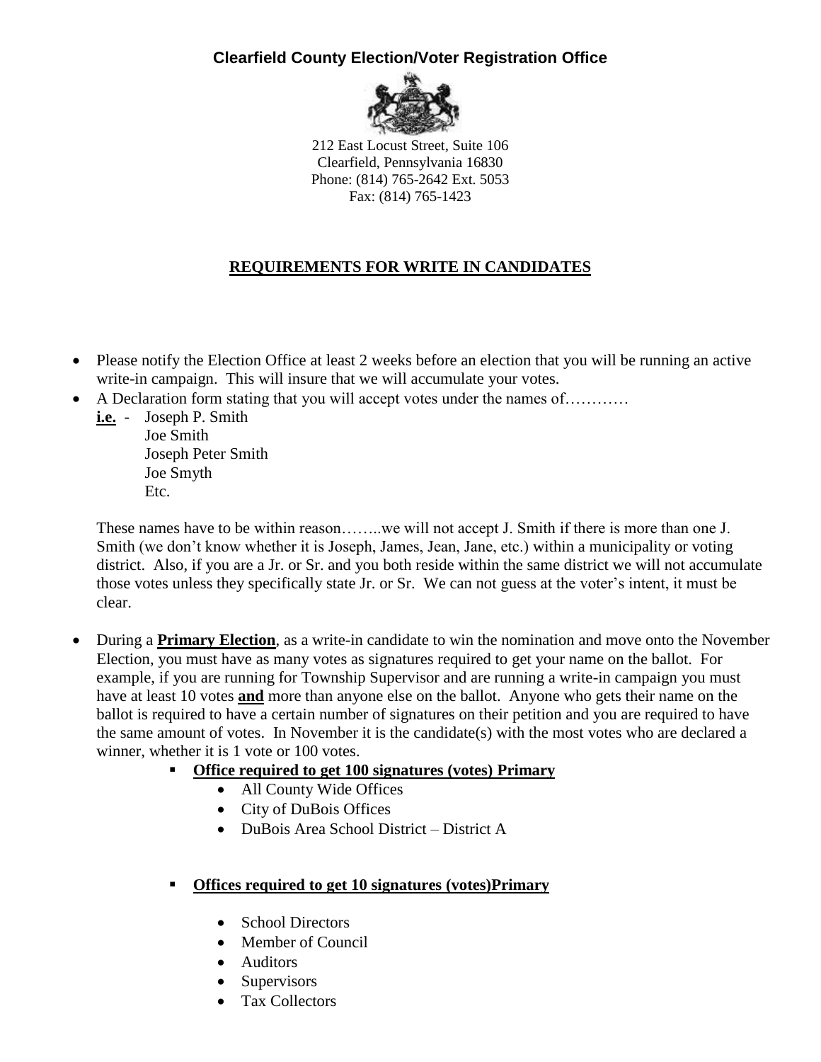# Clearfield County Election/Voter Registration Office

212 East Locust Street, Suite 106
Clearfield, Pennsylvania 16830
Phone: (814) 765-2642 Ext. 5053
Fax: (814) 765-1423

## REQUIREMENTS FOR WRITE IN CANDIDATES

- Please notify the Election Office at least 2 weeks before an election that you will be running an active write-in campaign. This will insure that we will accumulate your votes.
- A Declaration form stating that you will accept votes under the names of………..

  **i.e.** - Joseph P. Smith
  Joe Smith
  Joseph Peter Smith
  Joe Smyth
  Etc.

  These names have to be within reason……..we will not accept J. Smith if there is more than one J. Smith (we don't know whether it is Joseph, James, Jean, Jane, etc.) within a municipality or voting district. Also, if you are a Jr. or Sr. and you both reside within the same district we will not accumulate those votes unless they specifically state Jr. or Sr. We can not guess at the voter's intent, it must be clear.

- During a **Primary Election**, as a write-in candidate to win the nomination and move onto the November Election, you must have as many votes as signatures required to get your name on the ballot. For example, if you are running for Township Supervisor and are running a write-in campaign you must have at least 10 votes **and** more than anyone else on the ballot. Anyone who gets their name on the ballot is required to have a certain number of signatures on their petition and you are required to have the same amount of votes. In November it is the candidate(s) with the most votes who are declared a winner, whether it is 1 vote or 100 votes.
  - **Office required to get 100 signatures (votes) Primary**
    - All County Wide Offices
    - City of DuBois Offices
    - DuBois Area School District – District A
  - **Offices required to get 10 signatures (votes)Primary**
    - School Directors
    - Member of Council
    - Auditors
    - Supervisors
    - Tax Collectors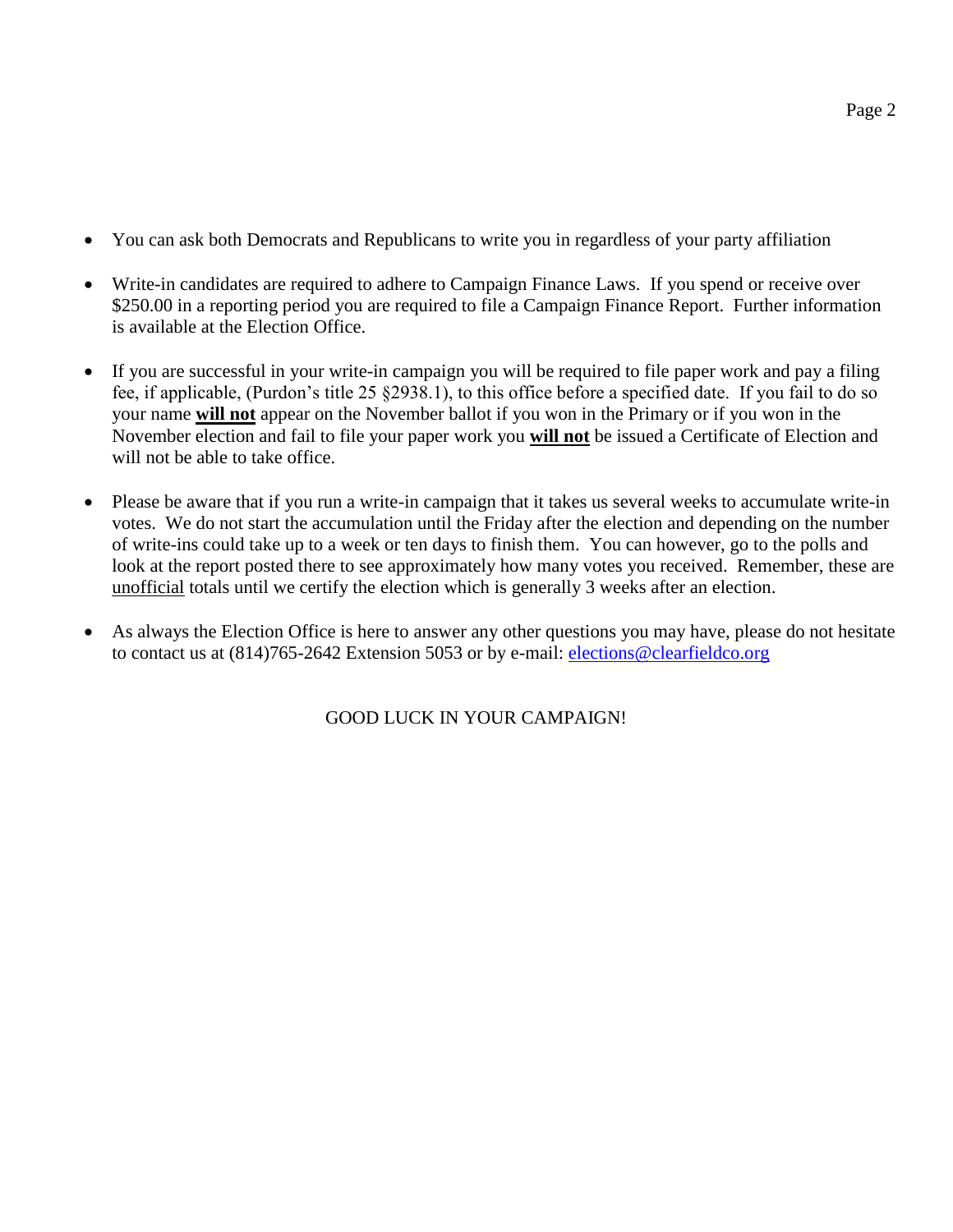- You can ask both Democrats and Republicans to write you in regardless of your party affiliation

- Write-in candidates are required to adhere to Campaign Finance Laws. If you spend or receive over $250.00 in a reporting period you are required to file a Campaign Finance Report. Further information is available at the Election Office.

- If you are successful in your write-in campaign you will be required to file paper work and pay a filing fee, if applicable, (Purdon's title 25 §2938.1), to this office before a specified date. If you fail to do so your name **<u>will not</u>** appear on the November ballot if you won in the Primary or if you won in the November election and fail to file your paper work you **<u>will not</u>** be issued a Certificate of Election and will not be able to take office.

- Please be aware that if you run a write-in campaign that it takes us several weeks to accumulate write-in votes. We do not start the accumulation until the Friday after the election and depending on the number of write-ins could take up to a week or ten days to finish them. You can however, go to the polls and look at the report posted there to see approximately how many votes you received. Remember, these are <u>unofficial</u> totals until we certify the election which is generally 3 weeks after an election.

- As always the Election Office is here to answer any other questions you may have, please do not hesitate to contact us at (814)765-2642 Extension 5053 or by e-mail: elections@clearfieldco.org

GOOD LUCK IN YOUR CAMPAIGN!